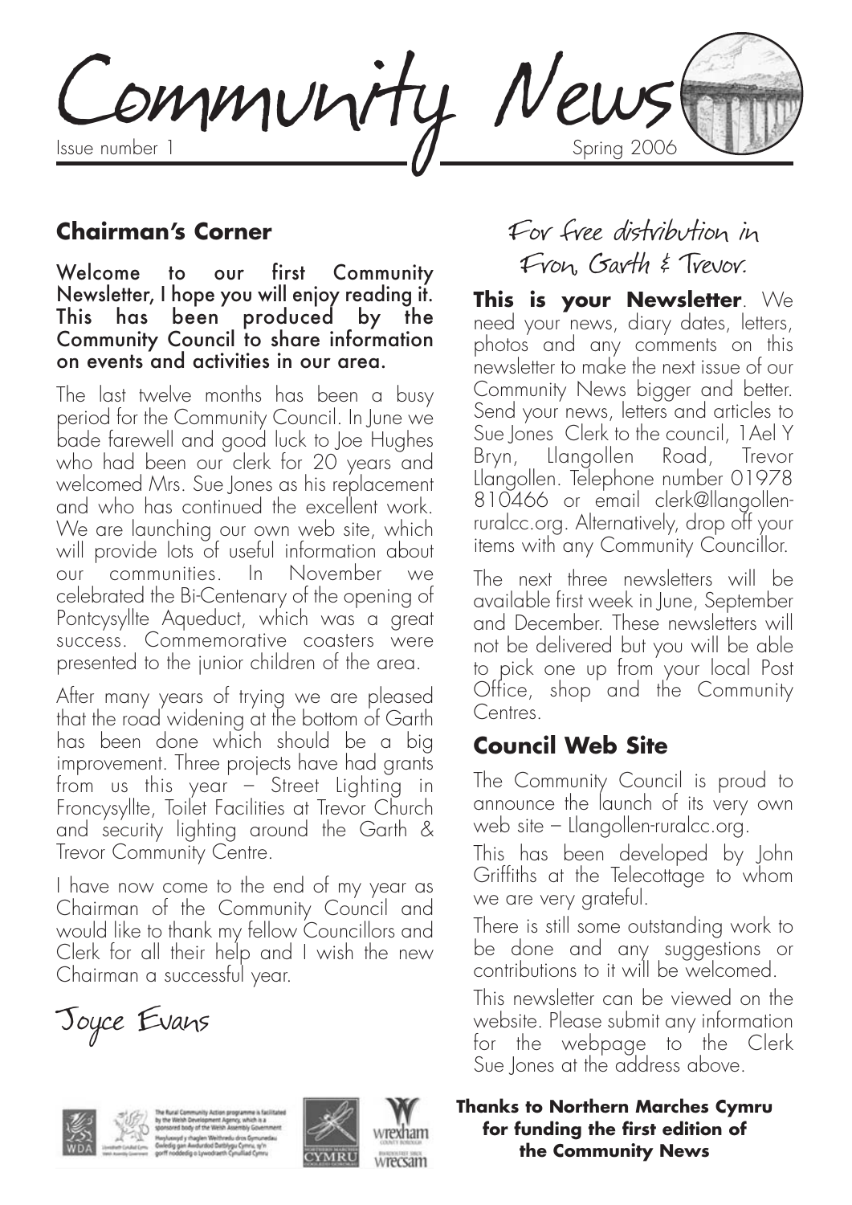# Community News

Issue number 1 — Spring 2006

## Chairman's Corner

**Welcome to our first Community Newsletter, I hope you will enjoy reading it. This has been produced by the Community Council to share information on events and activities in our area.**

The last twelve months has been a busy period for the Community Council. In June we bade farewell and good luck to Joe Hughes who had been our clerk for 20 years and welcomed Mrs. Sue Jones as his replacement and who has continued the excellent work. We are launching our own web site, which will provide lots of useful information about our communities. In November we celebrated the Bi-Centenary of the opening of Pontcysyllte Aqueduct, which was a great success. Commemorative coasters were presented to the junior children of the area.

After many years of trying we are pleased that the road widening at the bottom of Garth has been done which should be a big improvement. Three projects have had grants from us this year – Street Lighting in Froncysyllte, Toilet Facilities at Trevor Church and security lighting around the Garth & Trevor Community Centre.

I have now come to the end of my year as Chairman of the Community Council and would like to thank my fellow Councillors and Clerk for all their help and I wish the new Chairman a successful year.

Joyce Evans

The Rural Community Action programme is facilitated by the Welsh Development Agency, which is a sponsored body of the Welsh Assembly Government

For free distribution in Fron, Garth & Trevor.

**This is your Newsletter**. We need your news, diary dates, letters, photos and any comments on this newsletter to make the next issue of our Community News bigger and better. Send your news, letters and articles to Sue Jones Clerk to the council, 1Ael Y Bryn, Llangollen Road, Trevor Llangollen. Telephone number 01978 810466 or email clerk@llangollen-ruralcc.org. Alternatively, drop off your items with any Community Councillor.

The next three newsletters will be available first week in June, September and December. These newsletters will not be delivered but you will be able to pick one up from your local Post Office, shop and the Community Centres.

## Council Web Site

The Community Council is proud to announce the launch of its very own web site – Llangollen-ruralcc.org.

This has been developed by John Griffiths at the Telecottage to whom we are very grateful.

There is still some outstanding work to be done and any suggestions or contributions to it will be welcomed.

This newsletter can be viewed on the website. Please submit any information for the webpage to the Clerk Sue Jones at the address above.

**Thanks to Northern Marches Cymru for funding the first edition of the Community News**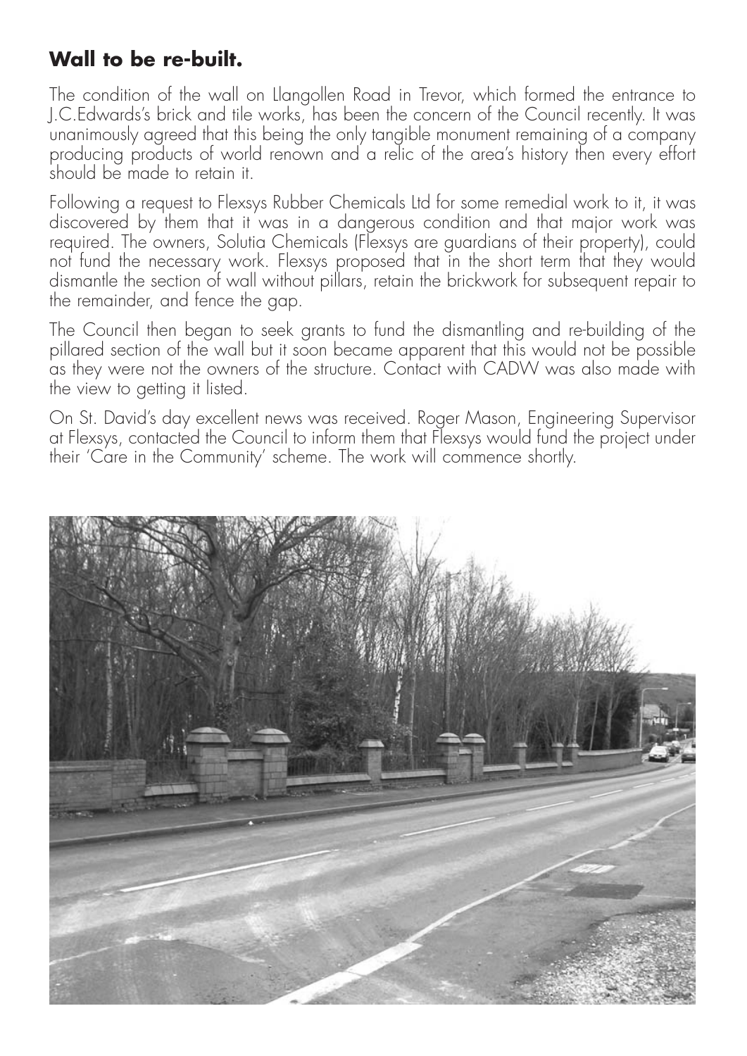## Wall to be re-built.

The condition of the wall on Llangollen Road in Trevor, which formed the entrance to J.C.Edwards's brick and tile works, has been the concern of the Council recently. It was unanimously agreed that this being the only tangible monument remaining of a company producing products of world renown and a relic of the area's history then every effort should be made to retain it.

Following a request to Flexsys Rubber Chemicals Ltd for some remedial work to it, it was discovered by them that it was in a dangerous condition and that major work was required. The owners, Solutia Chemicals (Flexsys are guardians of their property), could not fund the necessary work. Flexsys proposed that in the short term that they would dismantle the section of wall without pillars, retain the brickwork for subsequent repair to the remainder, and fence the gap.

The Council then began to seek grants to fund the dismantling and re-building of the pillared section of the wall but it soon became apparent that this would not be possible as they were not the owners of the structure. Contact with CADW was also made with the view to getting it listed.

On St. David's day excellent news was received. Roger Mason, Engineering Supervisor at Flexsys, contacted the Council to inform them that Flexsys would fund the project under their 'Care in the Community' scheme. The work will commence shortly.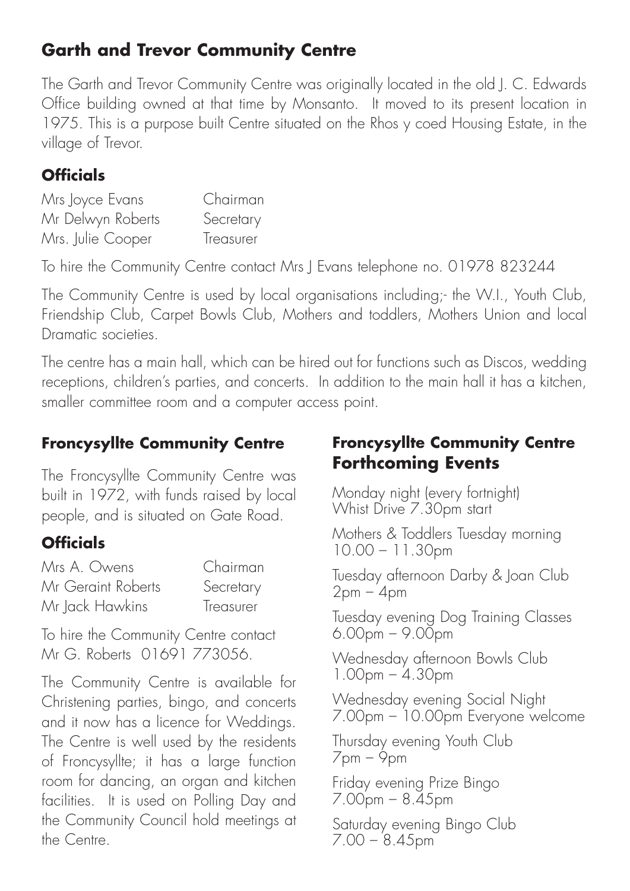## Garth and Trevor Community Centre

The Garth and Trevor Community Centre was originally located in the old J. C. Edwards Office building owned at that time by Monsanto. It moved to its present location in 1975. This is a purpose built Centre situated on the Rhos y coed Housing Estate, in the village of Trevor.

### Officials

| | |
|---|---|
| Mrs Joyce Evans | Chairman |
| Mr Delwyn Roberts | Secretary |
| Mrs. Julie Cooper | Treasurer |

To hire the Community Centre contact Mrs J Evans telephone no. 01978 823244

The Community Centre is used by local organisations including;- the W.I., Youth Club, Friendship Club, Carpet Bowls Club, Mothers and toddlers, Mothers Union and local Dramatic societies.

The centre has a main hall, which can be hired out for functions such as Discos, wedding receptions, children's parties, and concerts. In addition to the main hall it has a kitchen, smaller committee room and a computer access point.

## Froncysyllte Community Centre

The Froncysyllte Community Centre was built in 1972, with funds raised by local people, and is situated on Gate Road.

### Officials

| | |
|---|---|
| Mrs A. Owens | Chairman |
| Mr Geraint Roberts | Secretary |
| Mr Jack Hawkins | Treasurer |

To hire the Community Centre contact Mr G. Roberts 01691 773056.

The Community Centre is available for Christening parties, bingo, and concerts and it now has a licence for Weddings. The Centre is well used by the residents of Froncysyllte; it has a large function room for dancing, an organ and kitchen facilities. It is used on Polling Day and the Community Council hold meetings at the Centre.

## Froncysyllte Community Centre Forthcoming Events

Monday night (every fortnight)
Whist Drive 7.30pm start

Mothers & Toddlers Tuesday morning
10.00 – 11.30pm

Tuesday afternoon Darby & Joan Club
2pm – 4pm

Tuesday evening Dog Training Classes
6.00pm – 9.00pm

Wednesday afternoon Bowls Club
1.00pm – 4.30pm

Wednesday evening Social Night
7.00pm – 10.00pm Everyone welcome

Thursday evening Youth Club
7pm – 9pm

Friday evening Prize Bingo
7.00pm – 8.45pm

Saturday evening Bingo Club
7.00 – 8.45pm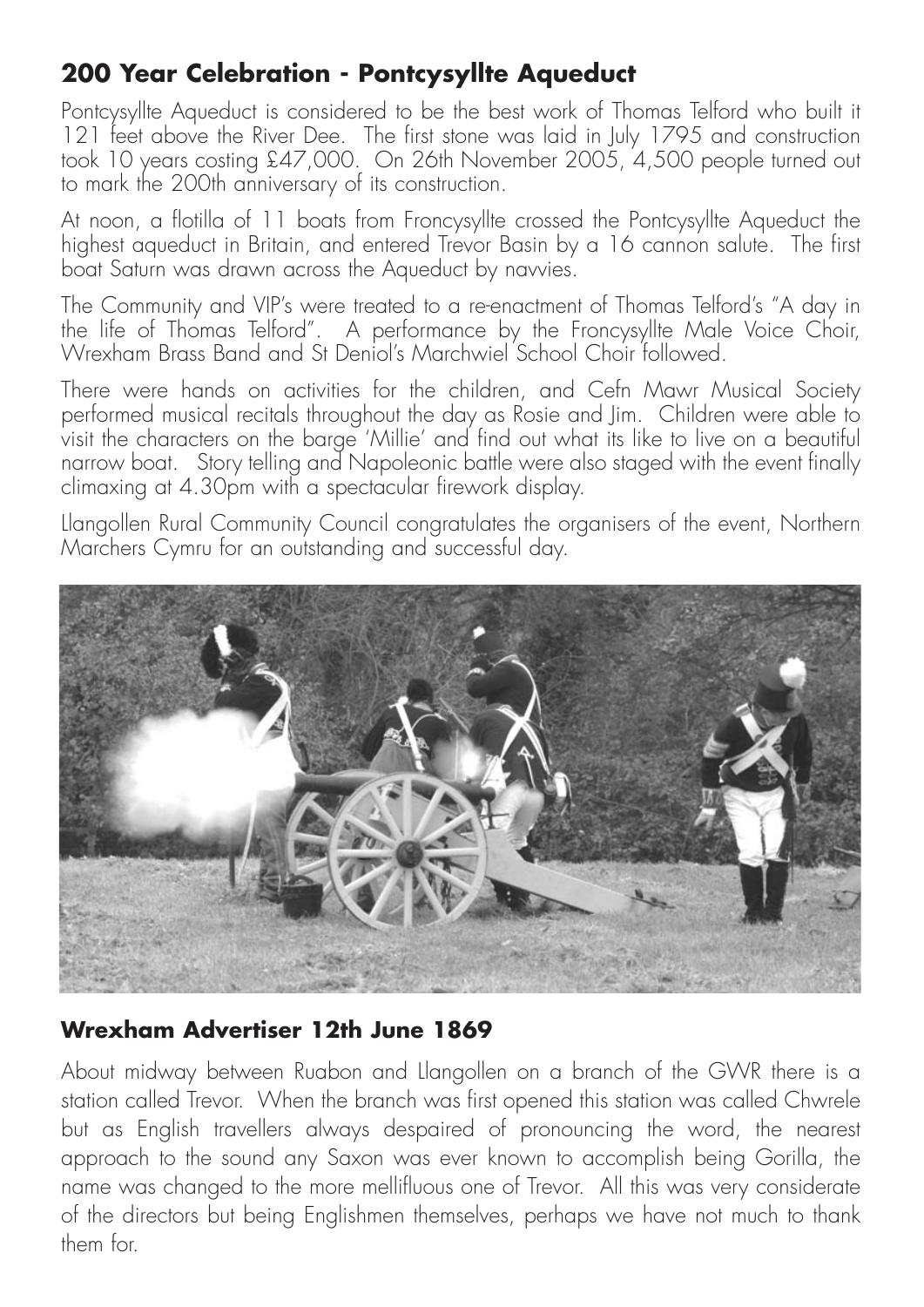## 200 Year Celebration - Pontcysyllte Aqueduct

Pontcysyllte Aqueduct is considered to be the best work of Thomas Telford who built it 121 feet above the River Dee. The first stone was laid in July 1795 and construction took 10 years costing £47,000. On 26th November 2005, 4,500 people turned out to mark the 200th anniversary of its construction.

At noon, a flotilla of 11 boats from Froncysyllte crossed the Pontcysyllte Aqueduct the highest aqueduct in Britain, and entered Trevor Basin by a 16 cannon salute. The first boat Saturn was drawn across the Aqueduct by navvies.

The Community and VIP's were treated to a re-enactment of Thomas Telford's "A day in the life of Thomas Telford". A performance by the Froncysyllte Male Voice Choir, Wrexham Brass Band and St Deniol's Marchwiel School Choir followed.

There were hands on activities for the children, and Cefn Mawr Musical Society performed musical recitals throughout the day as Rosie and Jim. Children were able to visit the characters on the barge 'Millie' and find out what its like to live on a beautiful narrow boat. Story telling and Napoleonic battle were also staged with the event finally climaxing at 4.30pm with a spectacular firework display.

Llangollen Rural Community Council congratulates the organisers of the event, Northern Marchers Cymru for an outstanding and successful day.

## Wrexham Advertiser 12th June 1869

About midway between Ruabon and Llangollen on a branch of the GWR there is a station called Trevor. When the branch was first opened this station was called Chwrele but as English travellers always despaired of pronouncing the word, the nearest approach to the sound any Saxon was ever known to accomplish being Gorilla, the name was changed to the more mellifluous one of Trevor. All this was very considerate of the directors but being Englishmen themselves, perhaps we have not much to thank them for.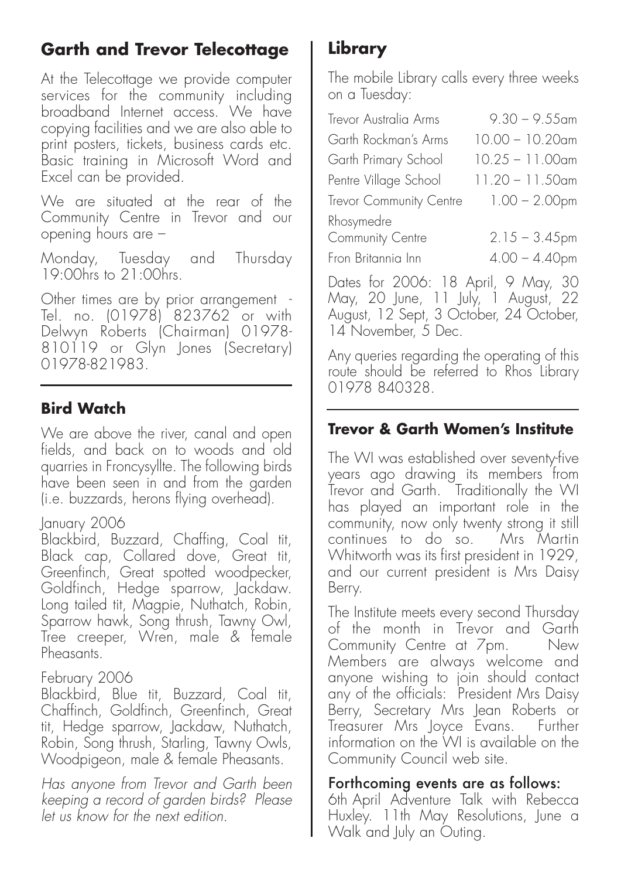## Garth and Trevor Telecottage

At the Telecottage we provide computer services for the community including broadband Internet access. We have copying facilities and we are also able to print posters, tickets, business cards etc. Basic training in Microsoft Word and Excel can be provided.

We are situated at the rear of the Community Centre in Trevor and our opening hours are –

Monday, Tuesday and Thursday 19:00hrs to 21:00hrs.

Other times are by prior arrangement - Tel. no. (01978) 823762 or with Delwyn Roberts (Chairman) 01978-810119 or Glyn Jones (Secretary) 01978-821983.

### Bird Watch

We are above the river, canal and open fields, and back on to woods and old quarries in Froncysyllte. The following birds have been seen in and from the garden (i.e. buzzards, herons flying overhead).

January 2006
Blackbird, Buzzard, Chaffing, Coal tit, Black cap, Collared dove, Great tit, Greenfinch, Great spotted woodpecker, Goldfinch, Hedge sparrow, Jackdaw. Long tailed tit, Magpie, Nuthatch, Robin, Sparrow hawk, Song thrush, Tawny Owl, Tree creeper, Wren, male & female Pheasants.

February 2006
Blackbird, Blue tit, Buzzard, Coal tit, Chaffinch, Goldfinch, Greenfinch, Great tit, Hedge sparrow, Jackdaw, Nuthatch, Robin, Song thrush, Starling, Tawny Owls, Woodpigeon, male & female Pheasants.

*Has anyone from Trevor and Garth been keeping a record of garden birds? Please let us know for the next edition.*

## Library

The mobile Library calls every three weeks on a Tuesday:

| | |
|---|---|
| Trevor Australia Arms | 9.30 – 9.55am |
| Garth Rockman's Arms | 10.00 – 10.20am |
| Garth Primary School | 10.25 – 11.00am |
| Pentre Village School | 11.20 – 11.50am |
| Trevor Community Centre | 1.00 – 2.00pm |
| Rhosymedre Community Centre | 2.15 – 3.45pm |
| Fron Britannia Inn | 4.00 – 4.40pm |

Dates for 2006: 18 April, 9 May, 30 May, 20 June, 11 July, 1 August, 22 August, 12 Sept, 3 October, 24 October, 14 November, 5 Dec.

Any queries regarding the operating of this route should be referred to Rhos Library 01978 840328.

### Trevor & Garth Women's Institute

The WI was established over seventy-five years ago drawing its members from Trevor and Garth. Traditionally the WI has played an important role in the community, now only twenty strong it still continues to do so. Mrs Martin Whitworth was its first president in 1929, and our current president is Mrs Daisy Berry.

The Institute meets every second Thursday of the month in Trevor and Garth Community Centre at 7pm. New Members are always welcome and anyone wishing to join should contact any of the officials: President Mrs Daisy Berry, Secretary Mrs Jean Roberts or Treasurer Mrs Joyce Evans. Further information on the WI is available on the Community Council web site.

**Forthcoming events are as follows:**
6th April Adventure Talk with Rebecca Huxley. 11th May Resolutions, June a Walk and July an Outing.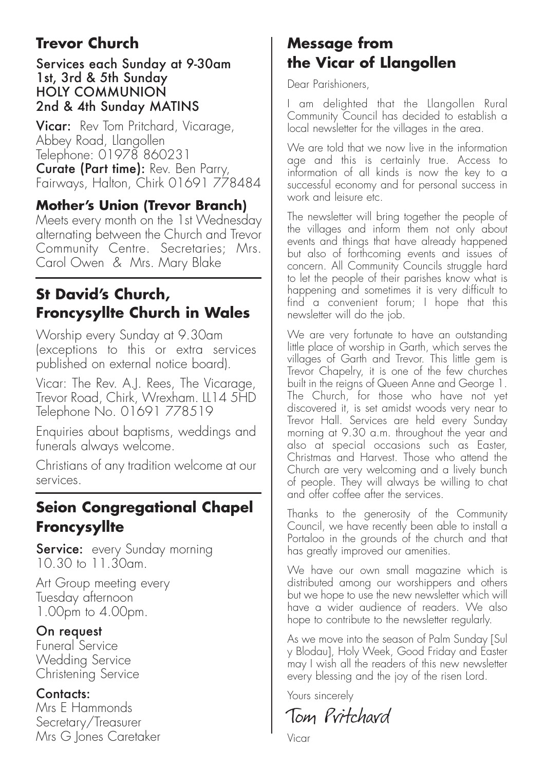## Trevor Church

**Services each Sunday at 9-30am**
**1st, 3rd & 5th Sunday**
**HOLY COMMUNION**
**2nd & 4th Sunday MATINS**

**Vicar:** Rev Tom Pritchard, Vicarage, Abbey Road, Llangollen
Telephone: 01978 860231
**Curate (Part time):** Rev. Ben Parry, Fairways, Halton, Chirk 01691 778484

### Mother's Union (Trevor Branch)

Meets every month on the 1st Wednesday alternating between the Church and Trevor Community Centre. Secretaries; Mrs. Carol Owen & Mrs. Mary Blake

## St David's Church, Froncysyllte Church in Wales

Worship every Sunday at 9.30am (exceptions to this or extra services published on external notice board).

Vicar: The Rev. A.J. Rees, The Vicarage, Trevor Road, Chirk, Wrexham. LL14 5HD
Telephone No. 01691 778519

Enquiries about baptisms, weddings and funerals always welcome.

Christians of any tradition welcome at our services.

## Seion Congregational Chapel Froncysyllte

**Service:** every Sunday morning 10.30 to 11.30am.

Art Group meeting every Tuesday afternoon 1.00pm to 4.00pm.

**On request**
Funeral Service
Wedding Service
Christening Service

**Contacts:**
Mrs E Hammonds Secretary/Treasurer
Mrs G Jones Caretaker

## Message from the Vicar of Llangollen

Dear Parishioners,

I am delighted that the Llangollen Rural Community Council has decided to establish a local newsletter for the villages in the area.

We are told that we now live in the information age and this is certainly true. Access to information of all kinds is now the key to a successful economy and for personal success in work and leisure etc.

The newsletter will bring together the people of the villages and inform them not only about events and things that have already happened but also of forthcoming events and issues of concern. All Community Councils struggle hard to let the people of their parishes know what is happening and sometimes it is very difficult to find a convenient forum; I hope that this newsletter will do the job.

We are very fortunate to have an outstanding little place of worship in Garth, which serves the villages of Garth and Trevor. This little gem is Trevor Chapelry, it is one of the few churches built in the reigns of Queen Anne and George 1. The Church, for those who have not yet discovered it, is set amidst woods very near to Trevor Hall. Services are held every Sunday morning at 9.30 a.m. throughout the year and also at special occasions such as Easter, Christmas and Harvest. Those who attend the Church are very welcoming and a lively bunch of people. They will always be willing to chat and offer coffee after the services.

Thanks to the generosity of the Community Council, we have recently been able to install a Portaloo in the grounds of the church and that has greatly improved our amenities.

We have our own small magazine which is distributed among our worshippers and others but we hope to use the new newsletter which will have a wider audience of readers. We also hope to contribute to the newsletter regularly.

As we move into the season of Palm Sunday [Sul y Blodau], Holy Week, Good Friday and Easter may I wish all the readers of this new newsletter every blessing and the joy of the risen Lord.

Yours sincerely

Tom Pritchard

Vicar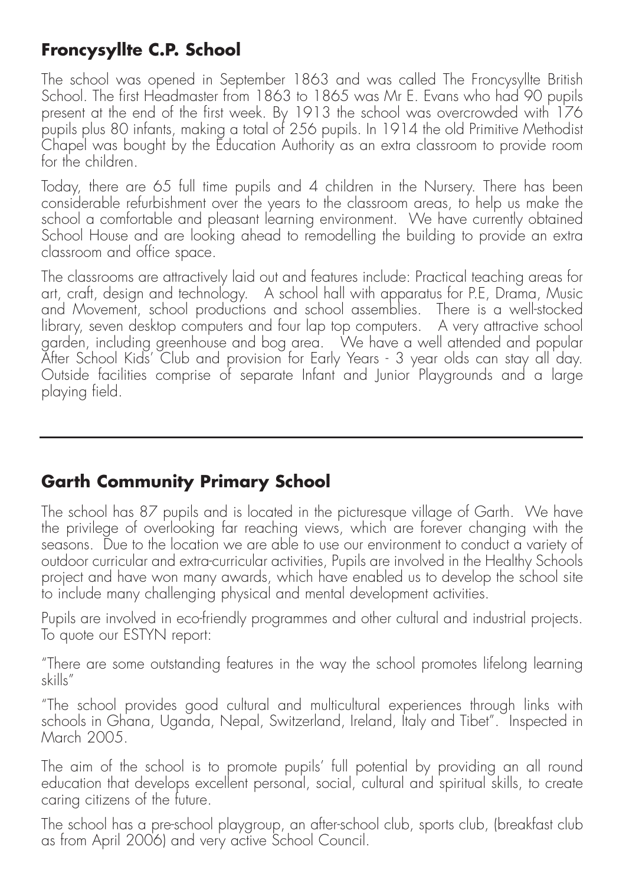## Froncysyllte C.P. School

The school was opened in September 1863 and was called The Froncysyllte British School. The first Headmaster from 1863 to 1865 was Mr E. Evans who had 90 pupils present at the end of the first week. By 1913 the school was overcrowded with 176 pupils plus 80 infants, making a total of 256 pupils. In 1914 the old Primitive Methodist Chapel was bought by the Education Authority as an extra classroom to provide room for the children.

Today, there are 65 full time pupils and 4 children in the Nursery. There has been considerable refurbishment over the years to the classroom areas, to help us make the school a comfortable and pleasant learning environment. We have currently obtained School House and are looking ahead to remodelling the building to provide an extra classroom and office space.

The classrooms are attractively laid out and features include: Practical teaching areas for art, craft, design and technology. A school hall with apparatus for P.E, Drama, Music and Movement, school productions and school assemblies. There is a well-stocked library, seven desktop computers and four lap top computers. A very attractive school garden, including greenhouse and bog area. We have a well attended and popular After School Kids' Club and provision for Early Years - 3 year olds can stay all day. Outside facilities comprise of separate Infant and Junior Playgrounds and a large playing field.

---

## Garth Community Primary School

The school has 87 pupils and is located in the picturesque village of Garth. We have the privilege of overlooking far reaching views, which are forever changing with the seasons. Due to the location we are able to use our environment to conduct a variety of outdoor curricular and extra-curricular activities, Pupils are involved in the Healthy Schools project and have won many awards, which have enabled us to develop the school site to include many challenging physical and mental development activities.

Pupils are involved in eco-friendly programmes and other cultural and industrial projects. To quote our ESTYN report:

"There are some outstanding features in the way the school promotes lifelong learning skills"

"The school provides good cultural and multicultural experiences through links with schools in Ghana, Uganda, Nepal, Switzerland, Ireland, Italy and Tibet". Inspected in March 2005.

The aim of the school is to promote pupils' full potential by providing an all round education that develops excellent personal, social, cultural and spiritual skills, to create caring citizens of the future.

The school has a pre-school playgroup, an after-school club, sports club, (breakfast club as from April 2006) and very active School Council.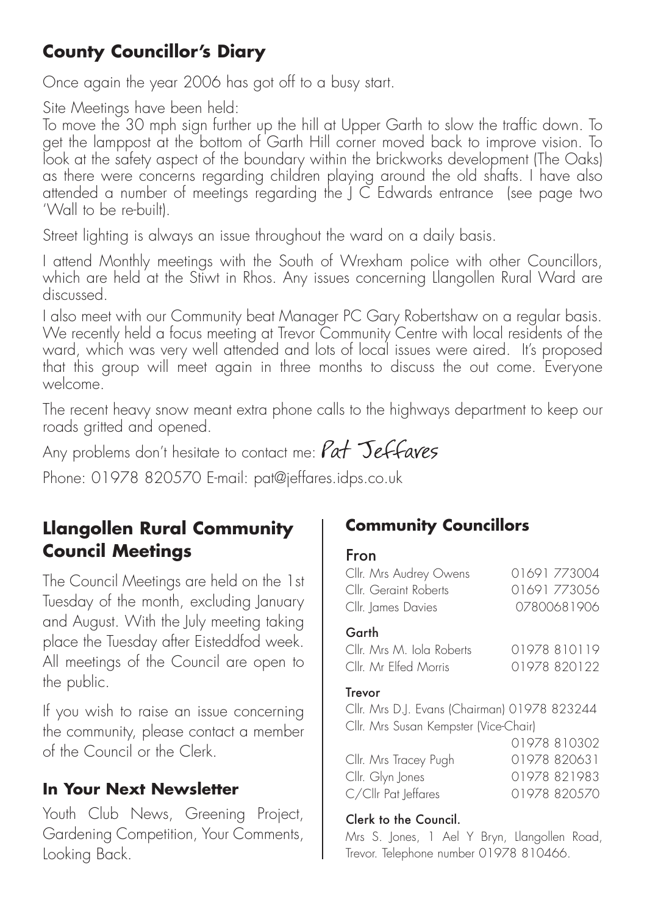## County Councillor's Diary

Once again the year 2006 has got off to a busy start.

Site Meetings have been held:

To move the 30 mph sign further up the hill at Upper Garth to slow the traffic down. To get the lamppost at the bottom of Garth Hill corner moved back to improve vision. To look at the safety aspect of the boundary within the brickworks development (The Oaks) as there were concerns regarding children playing around the old shafts. I have also attended a number of meetings regarding the J C Edwards entrance (see page two 'Wall to be re-built).

Street lighting is always an issue throughout the ward on a daily basis.

I attend Monthly meetings with the South of Wrexham police with other Councillors, which are held at the Stiwt in Rhos. Any issues concerning Llangollen Rural Ward are discussed.

I also meet with our Community beat Manager PC Gary Robertshaw on a regular basis. We recently held a focus meeting at Trevor Community Centre with local residents of the ward, which was very well attended and lots of local issues were aired. It's proposed that this group will meet again in three months to discuss the out come. Everyone welcome.

The recent heavy snow meant extra phone calls to the highways department to keep our roads gritted and opened.

Any problems don't hesitate to contact me: Pat Jeffares

Phone: 01978 820570 E-mail: pat@jeffares.idps.co.uk

## Llangollen Rural Community Council Meetings

The Council Meetings are held on the 1st Tuesday of the month, excluding January and August. With the July meeting taking place the Tuesday after Eisteddfod week. All meetings of the Council are open to the public.

If you wish to raise an issue concerning the community, please contact a member of the Council or the Clerk.

### In Your Next Newsletter

Youth Club News, Greening Project, Gardening Competition, Your Comments, Looking Back.

## Community Councillors

**Fron**

| | |
|---|---|
| Cllr. Mrs Audrey Owens | 01691 773004 |
| Cllr. Geraint Roberts | 01691 773056 |
| Cllr. James Davies | 07800681906 |

**Garth**

| | |
|---|---|
| Cllr. Mrs M. Iola Roberts | 01978 810119 |
| Cllr. Mr Elfed Morris | 01978 820122 |

**Trevor**

| | |
|---|---|
| Cllr. Mrs D.J. Evans (Chairman) | 01978 823244 |
| Cllr. Mrs Susan Kempster (Vice-Chair) | 01978 810302 |
| Cllr. Mrs Tracey Pugh | 01978 820631 |
| Cllr. Glyn Jones | 01978 821983 |
| C/Cllr Pat Jeffares | 01978 820570 |

**Clerk to the Council.**

Mrs S. Jones, 1 Ael Y Bryn, Llangollen Road, Trevor. Telephone number 01978 810466.